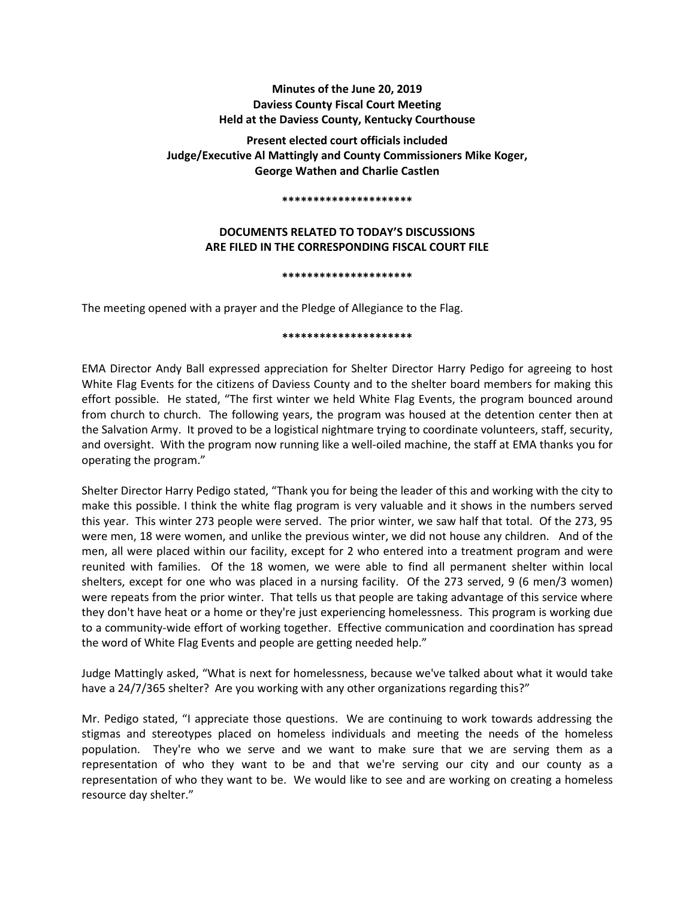**Minutes of the June 20, 2019**
**Daviess County Fiscal Court Meeting**
**Held at the Daviess County, Kentucky Courthouse**

**Present elected court officials included**
**Judge/Executive Al Mattingly and County Commissioners Mike Koger,**
**George Wathen and Charlie Castlen**

*********************

**DOCUMENTS RELATED TO TODAY'S DISCUSSIONS**
**ARE FILED IN THE CORRESPONDING FISCAL COURT FILE**

*********************

The meeting opened with a prayer and the Pledge of Allegiance to the Flag.

*********************

EMA Director Andy Ball expressed appreciation for Shelter Director Harry Pedigo for agreeing to host White Flag Events for the citizens of Daviess County and to the shelter board members for making this effort possible. He stated, "The first winter we held White Flag Events, the program bounced around from church to church. The following years, the program was housed at the detention center then at the Salvation Army. It proved to be a logistical nightmare trying to coordinate volunteers, staff, security, and oversight. With the program now running like a well-oiled machine, the staff at EMA thanks you for operating the program."

Shelter Director Harry Pedigo stated, "Thank you for being the leader of this and working with the city to make this possible. I think the white flag program is very valuable and it shows in the numbers served this year. This winter 273 people were served. The prior winter, we saw half that total. Of the 273, 95 were men, 18 were women, and unlike the previous winter, we did not house any children. And of the men, all were placed within our facility, except for 2 who entered into a treatment program and were reunited with families. Of the 18 women, we were able to find all permanent shelter within local shelters, except for one who was placed in a nursing facility. Of the 273 served, 9 (6 men/3 women) were repeats from the prior winter. That tells us that people are taking advantage of this service where they don't have heat or a home or they're just experiencing homelessness. This program is working due to a community-wide effort of working together. Effective communication and coordination has spread the word of White Flag Events and people are getting needed help."

Judge Mattingly asked, "What is next for homelessness, because we've talked about what it would take have a 24/7/365 shelter? Are you working with any other organizations regarding this?"

Mr. Pedigo stated, "I appreciate those questions. We are continuing to work towards addressing the stigmas and stereotypes placed on homeless individuals and meeting the needs of the homeless population. They're who we serve and we want to make sure that we are serving them as a representation of who they want to be and that we're serving our city and our county as a representation of who they want to be. We would like to see and are working on creating a homeless resource day shelter."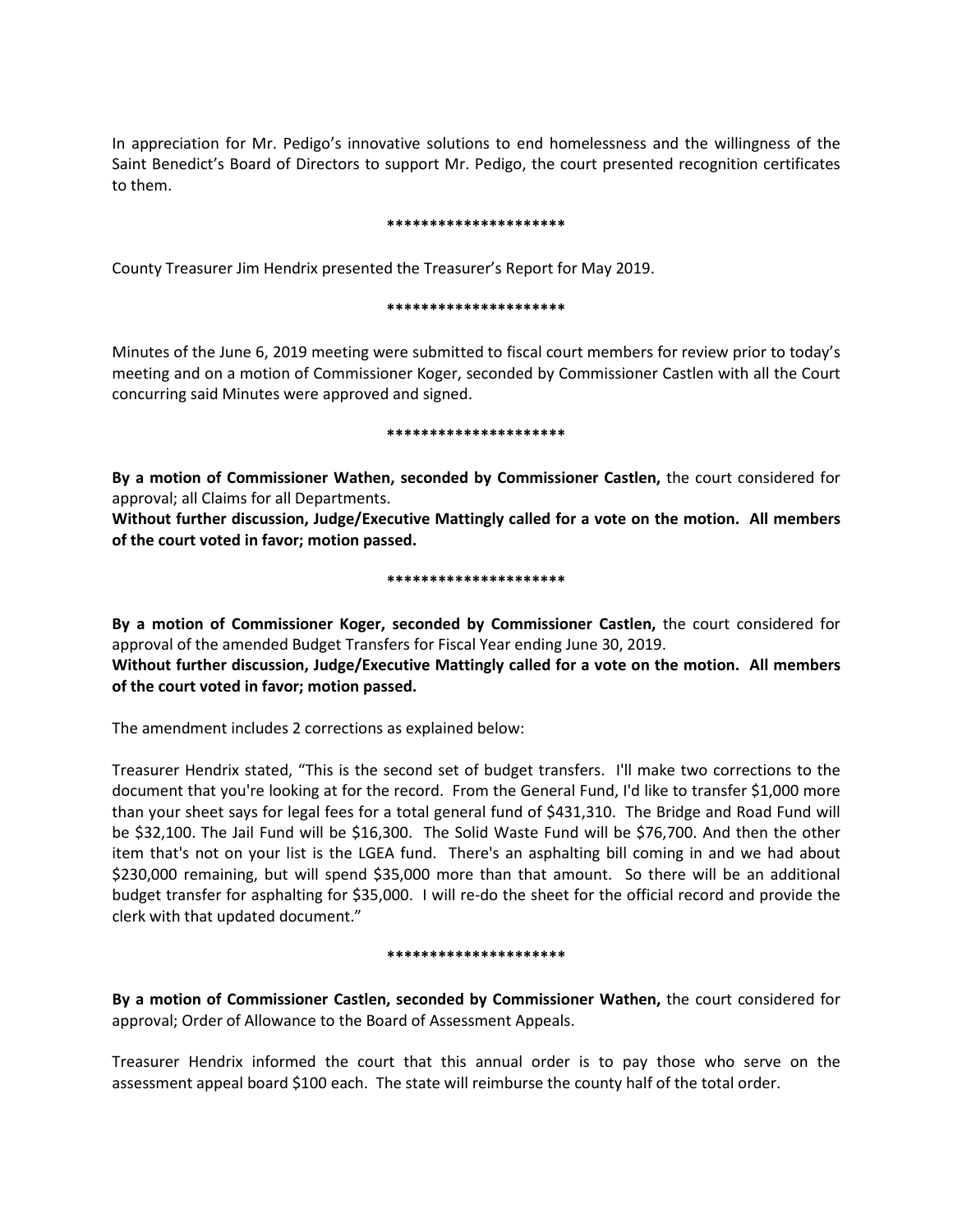In appreciation for Mr. Pedigo's innovative solutions to end homelessness and the willingness of the Saint Benedict's Board of Directors to support Mr. Pedigo, the court presented recognition certificates to them.

*********************

County Treasurer Jim Hendrix presented the Treasurer's Report for May 2019.

*********************

Minutes of the June 6, 2019 meeting were submitted to fiscal court members for review prior to today's meeting and on a motion of Commissioner Koger, seconded by Commissioner Castlen with all the Court concurring said Minutes were approved and signed.

*********************

**By a motion of Commissioner Wathen, seconded by Commissioner Castlen,** the court considered for approval; all Claims for all Departments.

**Without further discussion, Judge/Executive Mattingly called for a vote on the motion. All members of the court voted in favor; motion passed.**

*********************

**By a motion of Commissioner Koger, seconded by Commissioner Castlen,** the court considered for approval of the amended Budget Transfers for Fiscal Year ending June 30, 2019.

**Without further discussion, Judge/Executive Mattingly called for a vote on the motion. All members of the court voted in favor; motion passed.**

The amendment includes 2 corrections as explained below:

Treasurer Hendrix stated, "This is the second set of budget transfers. I'll make two corrections to the document that you're looking at for the record. From the General Fund, I'd like to transfer $1,000 more than your sheet says for legal fees for a total general fund of $431,310. The Bridge and Road Fund will be $32,100. The Jail Fund will be $16,300. The Solid Waste Fund will be $76,700. And then the other item that's not on your list is the LGEA fund. There's an asphalting bill coming in and we had about $230,000 remaining, but will spend $35,000 more than that amount. So there will be an additional budget transfer for asphalting for $35,000. I will re-do the sheet for the official record and provide the clerk with that updated document."

*********************

**By a motion of Commissioner Castlen, seconded by Commissioner Wathen,** the court considered for approval; Order of Allowance to the Board of Assessment Appeals.

Treasurer Hendrix informed the court that this annual order is to pay those who serve on the assessment appeal board $100 each. The state will reimburse the county half of the total order.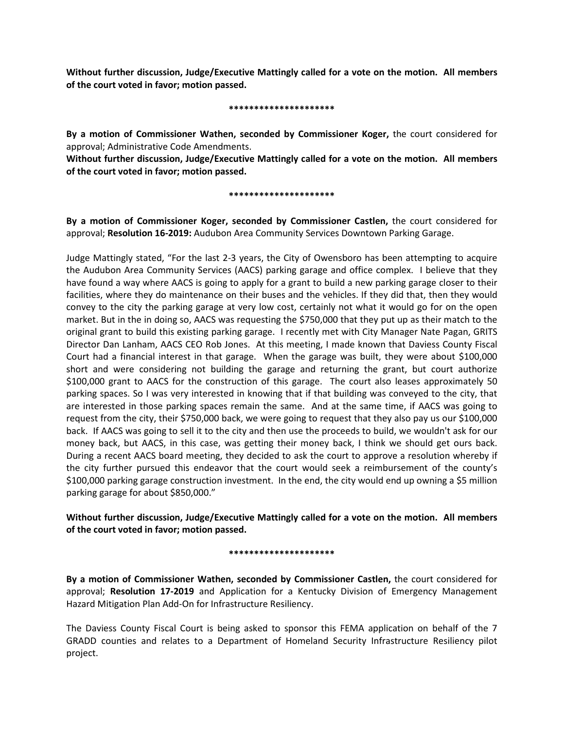**Without further discussion, Judge/Executive Mattingly called for a vote on the motion. All members of the court voted in favor; motion passed.**

*********************

**By a motion of Commissioner Wathen, seconded by Commissioner Koger,** the court considered for approval; Administrative Code Amendments.

**Without further discussion, Judge/Executive Mattingly called for a vote on the motion. All members of the court voted in favor; motion passed.**

*********************

**By a motion of Commissioner Koger, seconded by Commissioner Castlen,** the court considered for approval; **Resolution 16-2019:** Audubon Area Community Services Downtown Parking Garage.

Judge Mattingly stated, "For the last 2-3 years, the City of Owensboro has been attempting to acquire the Audubon Area Community Services (AACS) parking garage and office complex. I believe that they have found a way where AACS is going to apply for a grant to build a new parking garage closer to their facilities, where they do maintenance on their buses and the vehicles. If they did that, then they would convey to the city the parking garage at very low cost, certainly not what it would go for on the open market. But in the in doing so, AACS was requesting the $750,000 that they put up as their match to the original grant to build this existing parking garage. I recently met with City Manager Nate Pagan, GRITS Director Dan Lanham, AACS CEO Rob Jones. At this meeting, I made known that Daviess County Fiscal Court had a financial interest in that garage. When the garage was built, they were about $100,000 short and were considering not building the garage and returning the grant, but court authorize $100,000 grant to AACS for the construction of this garage. The court also leases approximately 50 parking spaces. So I was very interested in knowing that if that building was conveyed to the city, that are interested in those parking spaces remain the same. And at the same time, if AACS was going to request from the city, their $750,000 back, we were going to request that they also pay us our $100,000 back. If AACS was going to sell it to the city and then use the proceeds to build, we wouldn't ask for our money back, but AACS, in this case, was getting their money back, I think we should get ours back. During a recent AACS board meeting, they decided to ask the court to approve a resolution whereby if the city further pursued this endeavor that the court would seek a reimbursement of the county's $100,000 parking garage construction investment. In the end, the city would end up owning a $5 million parking garage for about $850,000."

**Without further discussion, Judge/Executive Mattingly called for a vote on the motion. All members of the court voted in favor; motion passed.**

*********************

**By a motion of Commissioner Wathen, seconded by Commissioner Castlen,** the court considered for approval; **Resolution 17-2019** and Application for a Kentucky Division of Emergency Management Hazard Mitigation Plan Add-On for Infrastructure Resiliency.

The Daviess County Fiscal Court is being asked to sponsor this FEMA application on behalf of the 7 GRADD counties and relates to a Department of Homeland Security Infrastructure Resiliency pilot project.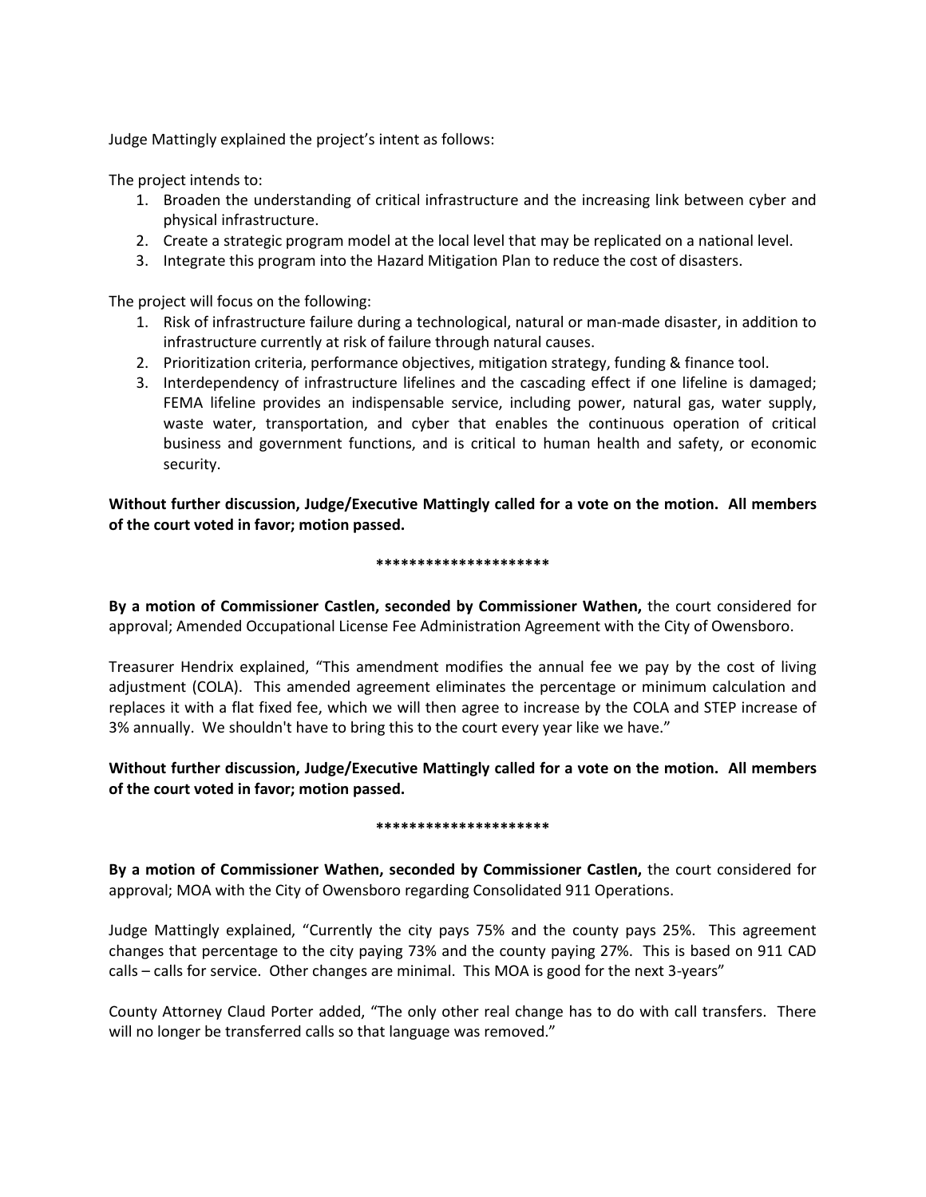Judge Mattingly explained the project's intent as follows:

The project intends to:

1. Broaden the understanding of critical infrastructure and the increasing link between cyber and physical infrastructure.
2. Create a strategic program model at the local level that may be replicated on a national level.
3. Integrate this program into the Hazard Mitigation Plan to reduce the cost of disasters.

The project will focus on the following:

1. Risk of infrastructure failure during a technological, natural or man-made disaster, in addition to infrastructure currently at risk of failure through natural causes.
2. Prioritization criteria, performance objectives, mitigation strategy, funding & finance tool.
3. Interdependency of infrastructure lifelines and the cascading effect if one lifeline is damaged; FEMA lifeline provides an indispensable service, including power, natural gas, water supply, waste water, transportation, and cyber that enables the continuous operation of critical business and government functions, and is critical to human health and safety, or economic security.

**Without further discussion, Judge/Executive Mattingly called for a vote on the motion. All members of the court voted in favor; motion passed.**

**********************

**By a motion of Commissioner Castlen, seconded by Commissioner Wathen,** the court considered for approval; Amended Occupational License Fee Administration Agreement with the City of Owensboro.

Treasurer Hendrix explained, "This amendment modifies the annual fee we pay by the cost of living adjustment (COLA). This amended agreement eliminates the percentage or minimum calculation and replaces it with a flat fixed fee, which we will then agree to increase by the COLA and STEP increase of 3% annually. We shouldn't have to bring this to the court every year like we have."

**Without further discussion, Judge/Executive Mattingly called for a vote on the motion. All members of the court voted in favor; motion passed.**

**********************

**By a motion of Commissioner Wathen, seconded by Commissioner Castlen,** the court considered for approval; MOA with the City of Owensboro regarding Consolidated 911 Operations.

Judge Mattingly explained, "Currently the city pays 75% and the county pays 25%. This agreement changes that percentage to the city paying 73% and the county paying 27%. This is based on 911 CAD calls – calls for service. Other changes are minimal. This MOA is good for the next 3-years"

County Attorney Claud Porter added, "The only other real change has to do with call transfers. There will no longer be transferred calls so that language was removed."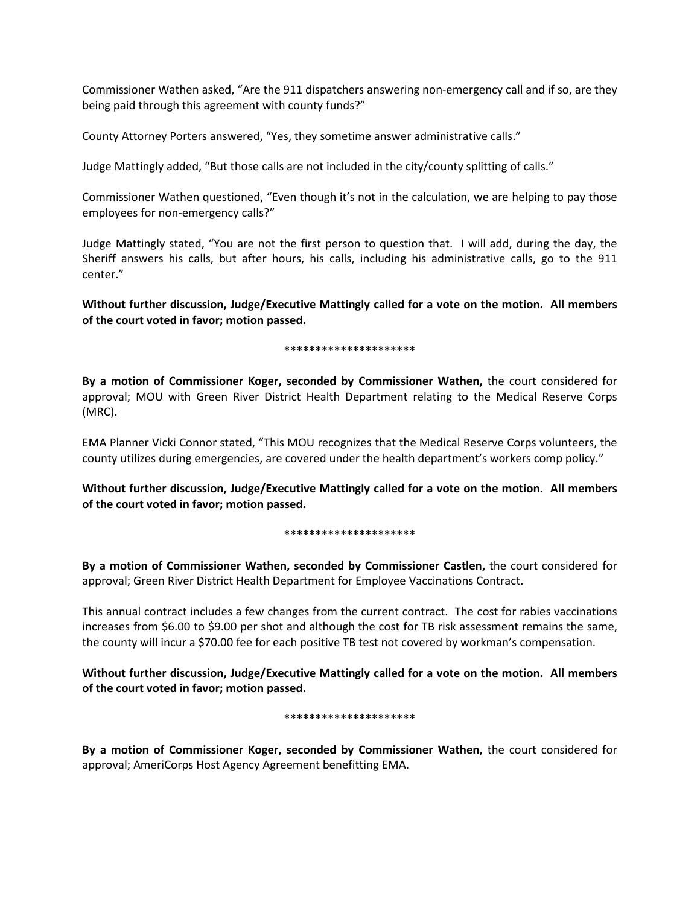Commissioner Wathen asked, "Are the 911 dispatchers answering non-emergency call and if so, are they being paid through this agreement with county funds?"

County Attorney Porters answered, "Yes, they sometime answer administrative calls."

Judge Mattingly added, "But those calls are not included in the city/county splitting of calls."

Commissioner Wathen questioned, "Even though it's not in the calculation, we are helping to pay those employees for non-emergency calls?"

Judge Mattingly stated, "You are not the first person to question that. I will add, during the day, the Sheriff answers his calls, but after hours, his calls, including his administrative calls, go to the 911 center."

**Without further discussion, Judge/Executive Mattingly called for a vote on the motion. All members of the court voted in favor; motion passed.**

**********************

**By a motion of Commissioner Koger, seconded by Commissioner Wathen,** the court considered for approval; MOU with Green River District Health Department relating to the Medical Reserve Corps (MRC).

EMA Planner Vicki Connor stated, "This MOU recognizes that the Medical Reserve Corps volunteers, the county utilizes during emergencies, are covered under the health department's workers comp policy."

**Without further discussion, Judge/Executive Mattingly called for a vote on the motion. All members of the court voted in favor; motion passed.**

**********************

**By a motion of Commissioner Wathen, seconded by Commissioner Castlen,** the court considered for approval; Green River District Health Department for Employee Vaccinations Contract.

This annual contract includes a few changes from the current contract. The cost for rabies vaccinations increases from $6.00 to $9.00 per shot and although the cost for TB risk assessment remains the same, the county will incur a $70.00 fee for each positive TB test not covered by workman's compensation.

**Without further discussion, Judge/Executive Mattingly called for a vote on the motion. All members of the court voted in favor; motion passed.**

**********************

**By a motion of Commissioner Koger, seconded by Commissioner Wathen,** the court considered for approval; AmeriCorps Host Agency Agreement benefitting EMA.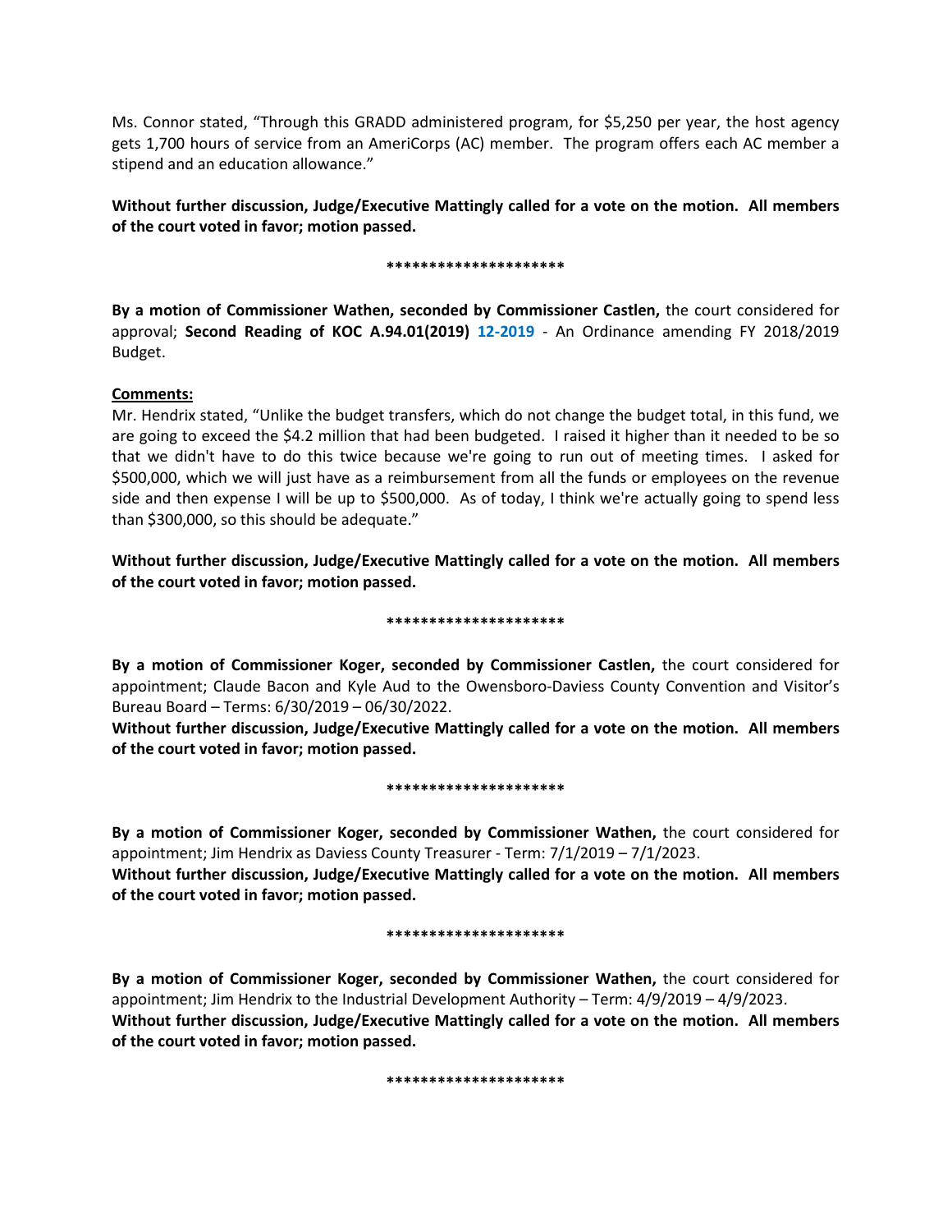Ms. Connor stated, "Through this GRADD administered program, for $5,250 per year, the host agency gets 1,700 hours of service from an AmeriCorps (AC) member. The program offers each AC member a stipend and an education allowance."

**Without further discussion, Judge/Executive Mattingly called for a vote on the motion. All members of the court voted in favor; motion passed.**

**********************

**By a motion of Commissioner Wathen, seconded by Commissioner Castlen,** the court considered for approval; **Second Reading of KOC A.94.01(2019) 12-2019** - An Ordinance amending FY 2018/2019 Budget.

**Comments:**

Mr. Hendrix stated, "Unlike the budget transfers, which do not change the budget total, in this fund, we are going to exceed the $4.2 million that had been budgeted. I raised it higher than it needed to be so that we didn't have to do this twice because we're going to run out of meeting times. I asked for $500,000, which we will just have as a reimbursement from all the funds or employees on the revenue side and then expense I will be up to $500,000. As of today, I think we're actually going to spend less than $300,000, so this should be adequate."

**Without further discussion, Judge/Executive Mattingly called for a vote on the motion. All members of the court voted in favor; motion passed.**

**********************

**By a motion of Commissioner Koger, seconded by Commissioner Castlen,** the court considered for appointment; Claude Bacon and Kyle Aud to the Owensboro-Daviess County Convention and Visitor's Bureau Board – Terms: 6/30/2019 – 06/30/2022.

**Without further discussion, Judge/Executive Mattingly called for a vote on the motion. All members of the court voted in favor; motion passed.**

**********************

**By a motion of Commissioner Koger, seconded by Commissioner Wathen,** the court considered for appointment; Jim Hendrix as Daviess County Treasurer - Term: 7/1/2019 – 7/1/2023.

**Without further discussion, Judge/Executive Mattingly called for a vote on the motion. All members of the court voted in favor; motion passed.**

**********************

**By a motion of Commissioner Koger, seconded by Commissioner Wathen,** the court considered for appointment; Jim Hendrix to the Industrial Development Authority – Term: 4/9/2019 – 4/9/2023.

**Without further discussion, Judge/Executive Mattingly called for a vote on the motion. All members of the court voted in favor; motion passed.**

**********************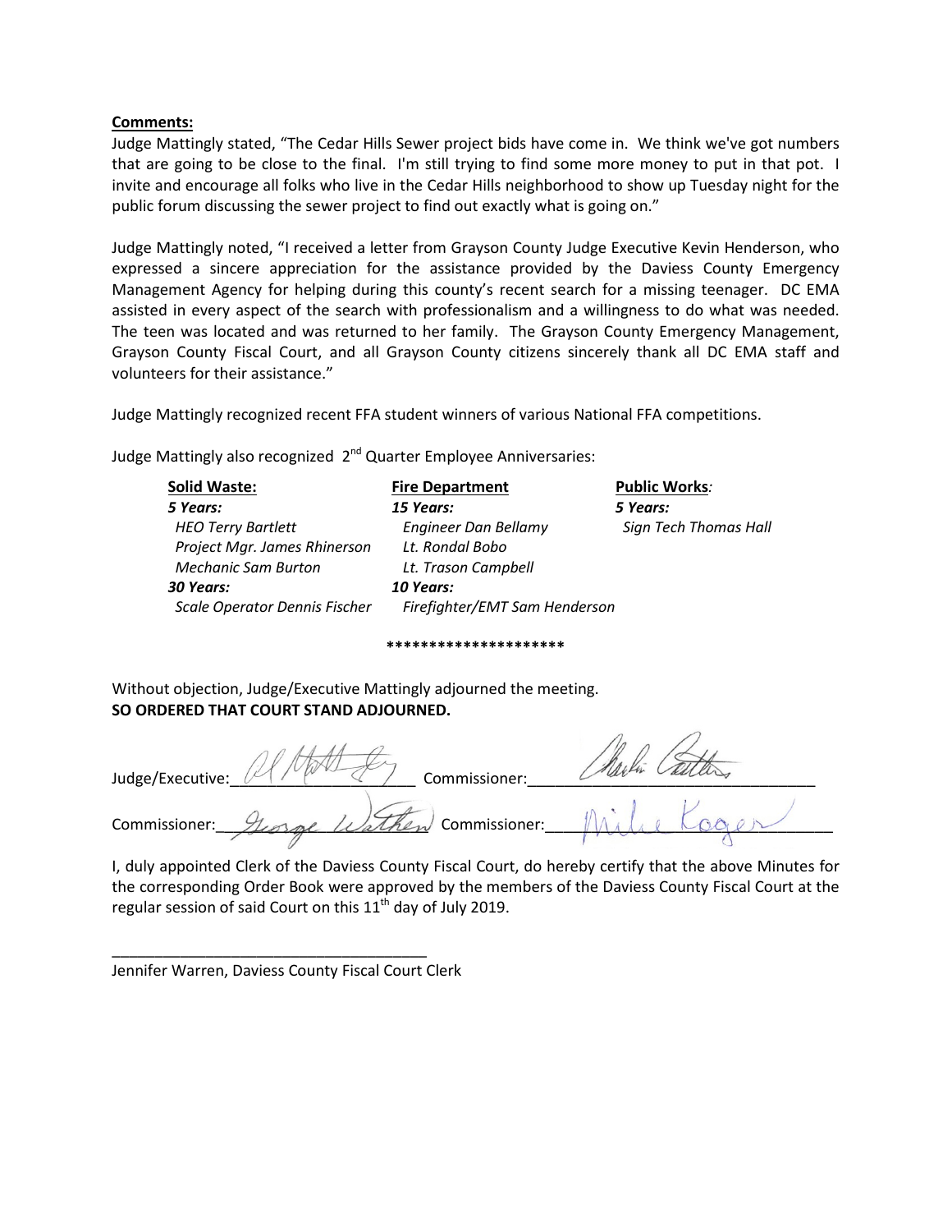**Comments:**

Judge Mattingly stated, "The Cedar Hills Sewer project bids have come in. We think we've got numbers that are going to be close to the final. I'm still trying to find some more money to put in that pot. I invite and encourage all folks who live in the Cedar Hills neighborhood to show up Tuesday night for the public forum discussing the sewer project to find out exactly what is going on."

Judge Mattingly noted, "I received a letter from Grayson County Judge Executive Kevin Henderson, who expressed a sincere appreciation for the assistance provided by the Daviess County Emergency Management Agency for helping during this county's recent search for a missing teenager. DC EMA assisted in every aspect of the search with professionalism and a willingness to do what was needed. The teen was located and was returned to her family. The Grayson County Emergency Management, Grayson County Fiscal Court, and all Grayson County citizens sincerely thank all DC EMA staff and volunteers for their assistance."

Judge Mattingly recognized recent FFA student winners of various National FFA competitions.

Judge Mattingly also recognized 2nd Quarter Employee Anniversaries:

**Solid Waste:**

*5 Years:*
- *HEO Terry Bartlett*
- *Project Mgr. James Rhinerson*
- *Mechanic Sam Burton*

*30 Years:*
- *Scale Operator Dennis Fischer*

**Fire Department**

*15 Years:*
- *Engineer Dan Bellamy*
- *Lt. Rondal Bobo*
- *Lt. Trason Campbell*

*10 Years:*
- *Firefighter/EMT Sam Henderson*

**Public Works***:*

*5 Years:*
- *Sign Tech Thomas Hall*

**********************

Without objection, Judge/Executive Mattingly adjourned the meeting.
**SO ORDERED THAT COURT STAND ADJOURNED.**

Judge/Executive: ____________________ Commissioner: ____________________

Commissioner: ____________________ Commissioner: ____________________

I, duly appointed Clerk of the Daviess County Fiscal Court, do hereby certify that the above Minutes for the corresponding Order Book were approved by the members of the Daviess County Fiscal Court at the regular session of said Court on this 11th day of July 2019.

____________________________________

Jennifer Warren, Daviess County Fiscal Court Clerk